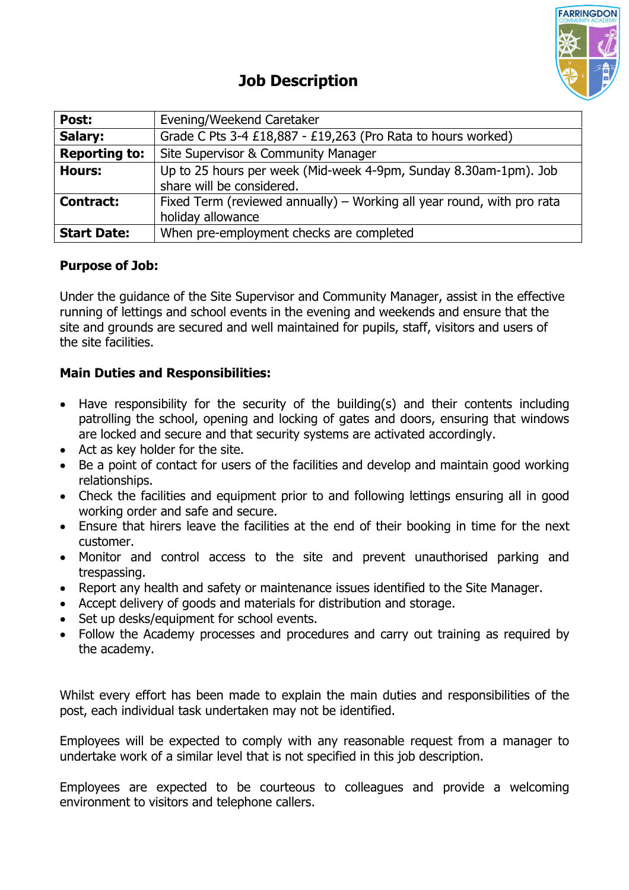# Job Description

| | |
|---|---|
| **Post:** | Evening/Weekend Caretaker |
| **Salary:** | Grade C Pts 3-4 £18,887 - £19,263 (Pro Rata to hours worked) |
| **Reporting to:** | Site Supervisor & Community Manager |
| **Hours:** | Up to 25 hours per week (Mid-week 4-9pm, Sunday 8.30am-1pm). Job share will be considered. |
| **Contract:** | Fixed Term (reviewed annually) – Working all year round, with pro rata holiday allowance |
| **Start Date:** | When pre-employment checks are completed |

**Purpose of Job:**

Under the guidance of the Site Supervisor and Community Manager, assist in the effective running of lettings and school events in the evening and weekends and ensure that the site and grounds are secured and well maintained for pupils, staff, visitors and users of the site facilities.

**Main Duties and Responsibilities:**

- Have responsibility for the security of the building(s) and their contents including patrolling the school, opening and locking of gates and doors, ensuring that windows are locked and secure and that security systems are activated accordingly.
- Act as key holder for the site.
- Be a point of contact for users of the facilities and develop and maintain good working relationships.
- Check the facilities and equipment prior to and following lettings ensuring all in good working order and safe and secure.
- Ensure that hirers leave the facilities at the end of their booking in time for the next customer.
- Monitor and control access to the site and prevent unauthorised parking and trespassing.
- Report any health and safety or maintenance issues identified to the Site Manager.
- Accept delivery of goods and materials for distribution and storage.
- Set up desks/equipment for school events.
- Follow the Academy processes and procedures and carry out training as required by the academy.

Whilst every effort has been made to explain the main duties and responsibilities of the post, each individual task undertaken may not be identified.

Employees will be expected to comply with any reasonable request from a manager to undertake work of a similar level that is not specified in this job description.

Employees are expected to be courteous to colleagues and provide a welcoming environment to visitors and telephone callers.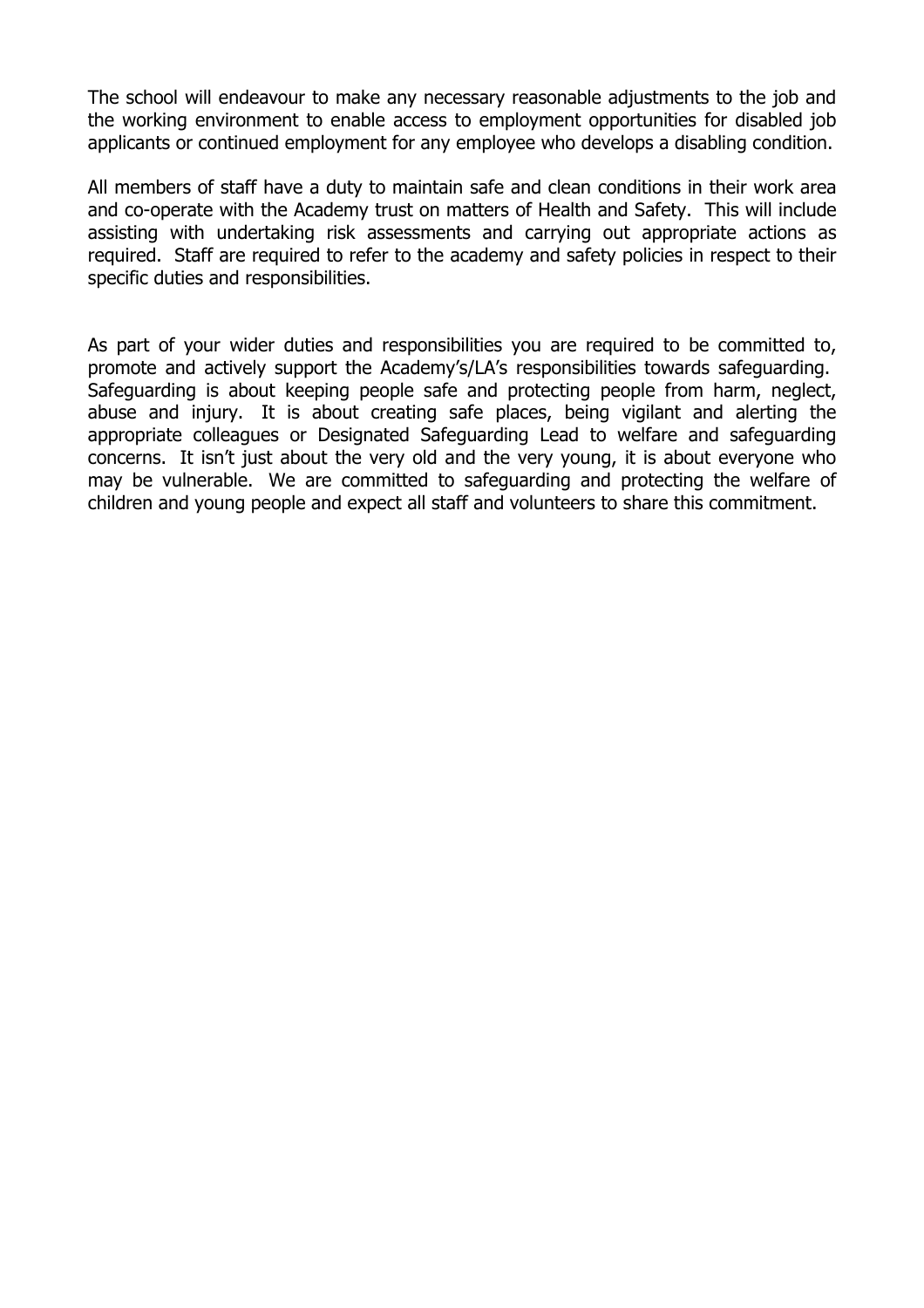The school will endeavour to make any necessary reasonable adjustments to the job and the working environment to enable access to employment opportunities for disabled job applicants or continued employment for any employee who develops a disabling condition.

All members of staff have a duty to maintain safe and clean conditions in their work area and co-operate with the Academy trust on matters of Health and Safety. This will include assisting with undertaking risk assessments and carrying out appropriate actions as required. Staff are required to refer to the academy and safety policies in respect to their specific duties and responsibilities.

As part of your wider duties and responsibilities you are required to be committed to, promote and actively support the Academy's/LA's responsibilities towards safeguarding. Safeguarding is about keeping people safe and protecting people from harm, neglect, abuse and injury. It is about creating safe places, being vigilant and alerting the appropriate colleagues or Designated Safeguarding Lead to welfare and safeguarding concerns. It isn't just about the very old and the very young, it is about everyone who may be vulnerable. We are committed to safeguarding and protecting the welfare of children and young people and expect all staff and volunteers to share this commitment.